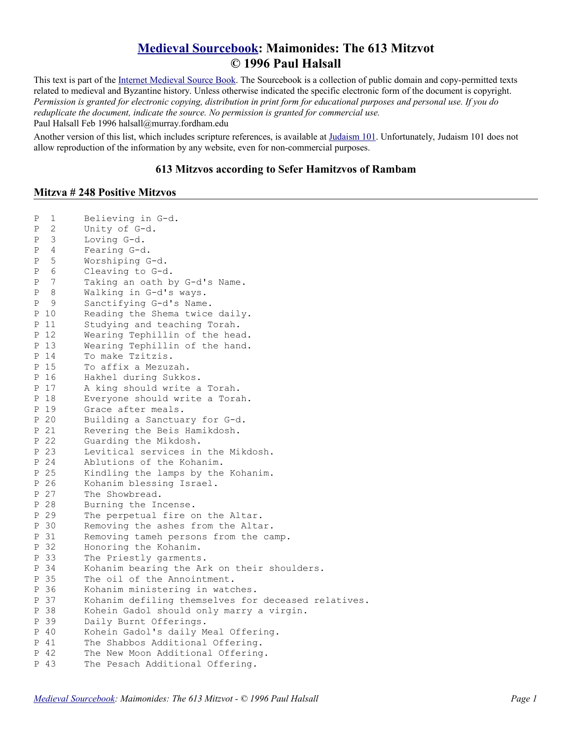# [Medieval Sourcebook](#): Maimonides: The 613 Mitzvot
# © 1996 Paul Halsall

This text is part of the [Internet Medieval Source Book](#). The Sourcebook is a collection of public domain and copy-permitted texts related to medieval and Byzantine history. Unless otherwise indicated the specific electronic form of the document is copyright. *Permission is granted for electronic copying, distribution in print form for educational purposes and personal use. If you do reduplicate the document, indicate the source. No permission is granted for commercial use.*
Paul Halsall Feb 1996 halsall@murray.fordham.edu

Another version of this list, which includes scripture references, is available at [Judaism 101](#). Unfortunately, Judaism 101 does not allow reproduction of the information by any website, even for non-commercial purposes.

### 613 Mitzvos according to Sefer Hamitzvos of Rambam

## Mitzva # 248 Positive Mitzvos

```
P  1     Believing in G-d.
P  2     Unity of G-d.
P  3     Loving G-d.
P  4     Fearing G-d.
P  5     Worshiping G-d.
P  6     Cleaving to G-d.
P  7     Taking an oath by G-d's Name.
P  8     Walking in G-d's ways.
P  9     Sanctifying G-d's Name.
P 10     Reading the Shema twice daily.
P 11     Studying and teaching Torah.
P 12     Wearing Tephillin of the head.
P 13     Wearing Tephillin of the hand.
P 14     To make Tzitzis.
P 15     To affix a Mezuzah.
P 16     Hakhel during Sukkos.
P 17     A king should write a Torah.
P 18     Everyone should write a Torah.
P 19     Grace after meals.
P 20     Building a Sanctuary for G-d.
P 21     Revering the Beis Hamikdosh.
P 22     Guarding the Mikdosh.
P 23     Levitical services in the Mikdosh.
P 24     Ablutions of the Kohanim.
P 25     Kindling the lamps by the Kohanim.
P 26     Kohanim blessing Israel.
P 27     The Showbread.
P 28     Burning the Incense.
P 29     The perpetual fire on the Altar.
P 30     Removing the ashes from the Altar.
P 31     Removing tameh persons from the camp.
P 32     Honoring the Kohanim.
P 33     The Priestly garments.
P 34     Kohanim bearing the Ark on their shoulders.
P 35     The oil of the Annointment.
P 36     Kohanim ministering in watches.
P 37     Kohanim defiling themselves for deceased relatives.
P 38     Kohein Gadol should only marry a virgin.
P 39     Daily Burnt Offerings.
P 40     Kohein Gadol's daily Meal Offering.
P 41     The Shabbos Additional Offering.
P 42     The New Moon Additional Offering.
P 43     The Pesach Additional Offering.
```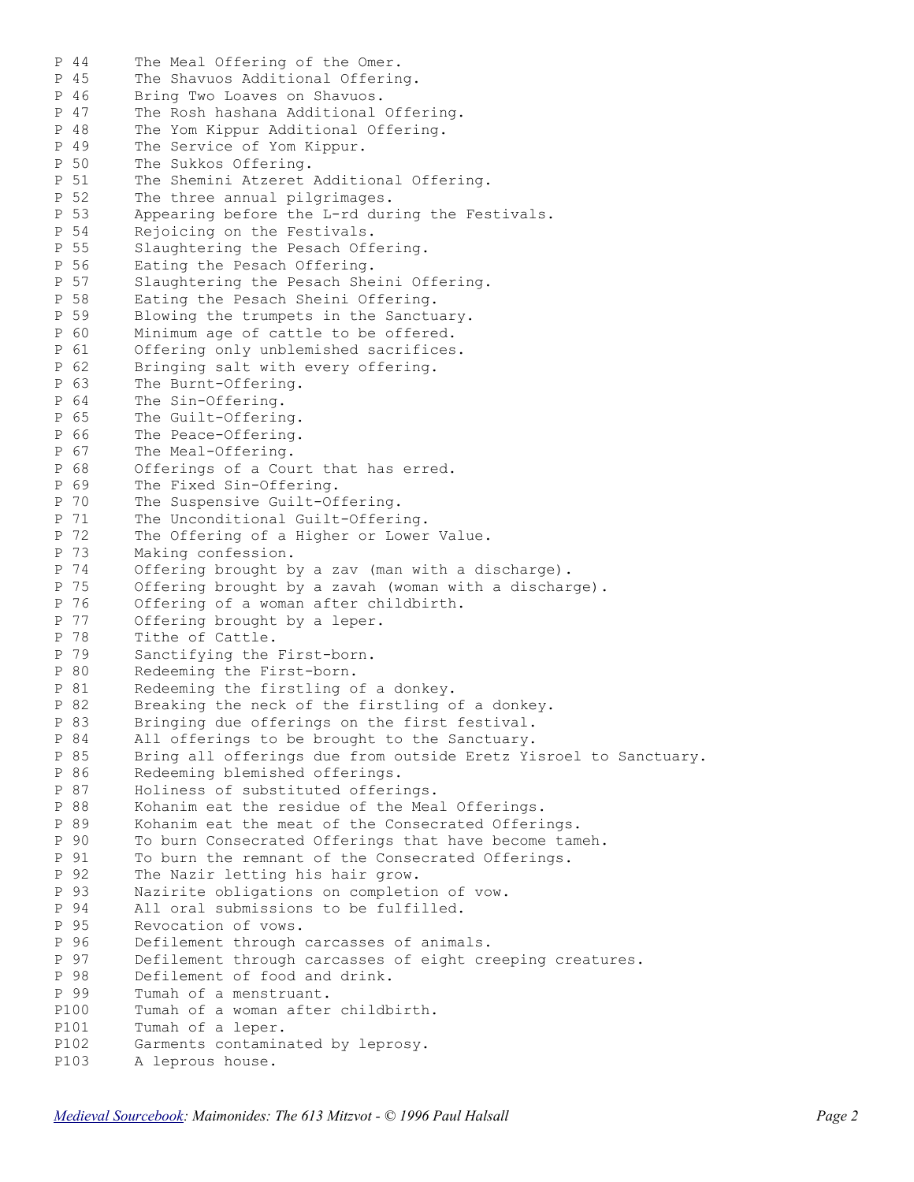P 44 The Meal Offering of the Omer.
P 45 The Shavuos Additional Offering.
P 46 Bring Two Loaves on Shavuos.
P 47 The Rosh hashana Additional Offering.
P 48 The Yom Kippur Additional Offering.
P 49 The Service of Yom Kippur.
P 50 The Sukkos Offering.
P 51 The Shemini Atzeret Additional Offering.
P 52 The three annual pilgrimages.
P 53 Appearing before the L-rd during the Festivals.
P 54 Rejoicing on the Festivals.
P 55 Slaughtering the Pesach Offering.
P 56 Eating the Pesach Offering.
P 57 Slaughtering the Pesach Sheini Offering.
P 58 Eating the Pesach Sheini Offering.
P 59 Blowing the trumpets in the Sanctuary.
P 60 Minimum age of cattle to be offered.
P 61 Offering only unblemished sacrifices.
P 62 Bringing salt with every offering.
P 63 The Burnt-Offering.
P 64 The Sin-Offering.
P 65 The Guilt-Offering.
P 66 The Peace-Offering.
P 67 The Meal-Offering.
P 68 Offerings of a Court that has erred.
P 69 The Fixed Sin-Offering.
P 70 The Suspensive Guilt-Offering.
P 71 The Unconditional Guilt-Offering.
P 72 The Offering of a Higher or Lower Value.
P 73 Making confession.
P 74 Offering brought by a zav (man with a discharge).
P 75 Offering brought by a zavah (woman with a discharge).
P 76 Offering of a woman after childbirth.
P 77 Offering brought by a leper.
P 78 Tithe of Cattle.
P 79 Sanctifying the First-born.
P 80 Redeeming the First-born.
P 81 Redeeming the firstling of a donkey.
P 82 Breaking the neck of the firstling of a donkey.
P 83 Bringing due offerings on the first festival.
P 84 All offerings to be brought to the Sanctuary.
P 85 Bring all offerings due from outside Eretz Yisroel to Sanctuary.
P 86 Redeeming blemished offerings.
P 87 Holiness of substituted offerings.
P 88 Kohanim eat the residue of the Meal Offerings.
P 89 Kohanim eat the meat of the Consecrated Offerings.
P 90 To burn Consecrated Offerings that have become tameh.
P 91 To burn the remnant of the Consecrated Offerings.
P 92 The Nazir letting his hair grow.
P 93 Nazirite obligations on completion of vow.
P 94 All oral submissions to be fulfilled.
P 95 Revocation of vows.
P 96 Defilement through carcasses of animals.
P 97 Defilement through carcasses of eight creeping creatures.
P 98 Defilement of food and drink.
P 99 Tumah of a menstruant.
P100 Tumah of a woman after childbirth.
P101 Tumah of a leper.
P102 Garments contaminated by leprosy.
P103 A leprous house.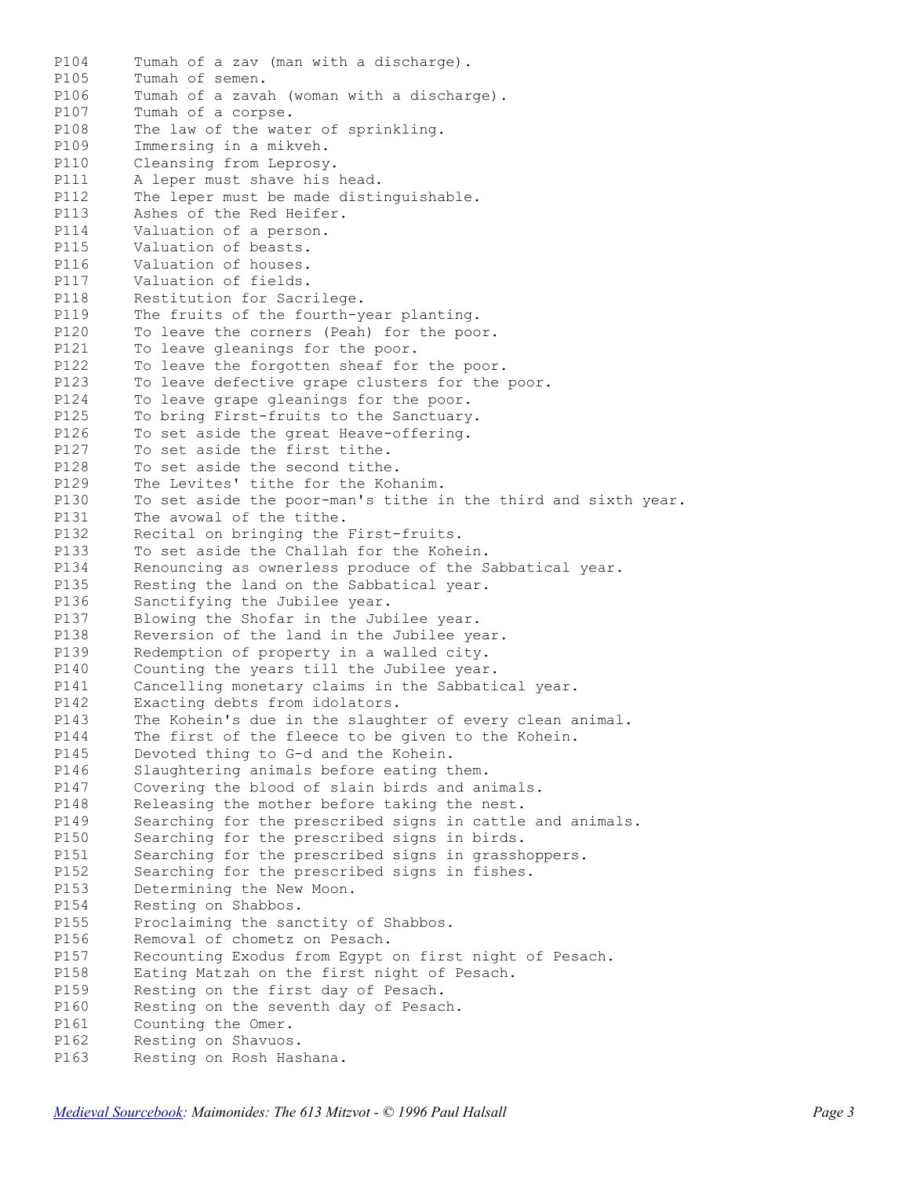P104 Tumah of a zav (man with a discharge).
P105 Tumah of semen.
P106 Tumah of a zavah (woman with a discharge).
P107 Tumah of a corpse.
P108 The law of the water of sprinkling.
P109 Immersing in a mikveh.
P110 Cleansing from Leprosy.
P111 A leper must shave his head.
P112 The leper must be made distinguishable.
P113 Ashes of the Red Heifer.
P114 Valuation of a person.
P115 Valuation of beasts.
P116 Valuation of houses.
P117 Valuation of fields.
P118 Restitution for Sacrilege.
P119 The fruits of the fourth-year planting.
P120 To leave the corners (Peah) for the poor.
P121 To leave gleanings for the poor.
P122 To leave the forgotten sheaf for the poor.
P123 To leave defective grape clusters for the poor.
P124 To leave grape gleanings for the poor.
P125 To bring First-fruits to the Sanctuary.
P126 To set aside the great Heave-offering.
P127 To set aside the first tithe.
P128 To set aside the second tithe.
P129 The Levites' tithe for the Kohanim.
P130 To set aside the poor-man's tithe in the third and sixth year.
P131 The avowal of the tithe.
P132 Recital on bringing the First-fruits.
P133 To set aside the Challah for the Kohein.
P134 Renouncing as ownerless produce of the Sabbatical year.
P135 Resting the land on the Sabbatical year.
P136 Sanctifying the Jubilee year.
P137 Blowing the Shofar in the Jubilee year.
P138 Reversion of the land in the Jubilee year.
P139 Redemption of property in a walled city.
P140 Counting the years till the Jubilee year.
P141 Cancelling monetary claims in the Sabbatical year.
P142 Exacting debts from idolators.
P143 The Kohein's due in the slaughter of every clean animal.
P144 The first of the fleece to be given to the Kohein.
P145 Devoted thing to G-d and the Kohein.
P146 Slaughtering animals before eating them.
P147 Covering the blood of slain birds and animals.
P148 Releasing the mother before taking the nest.
P149 Searching for the prescribed signs in cattle and animals.
P150 Searching for the prescribed signs in birds.
P151 Searching for the prescribed signs in grasshoppers.
P152 Searching for the prescribed signs in fishes.
P153 Determining the New Moon.
P154 Resting on Shabbos.
P155 Proclaiming the sanctity of Shabbos.
P156 Removal of chometz on Pesach.
P157 Recounting Exodus from Egypt on first night of Pesach.
P158 Eating Matzah on the first night of Pesach.
P159 Resting on the first day of Pesach.
P160 Resting on the seventh day of Pesach.
P161 Counting the Omer.
P162 Resting on Shavuos.
P163 Resting on Rosh Hashana.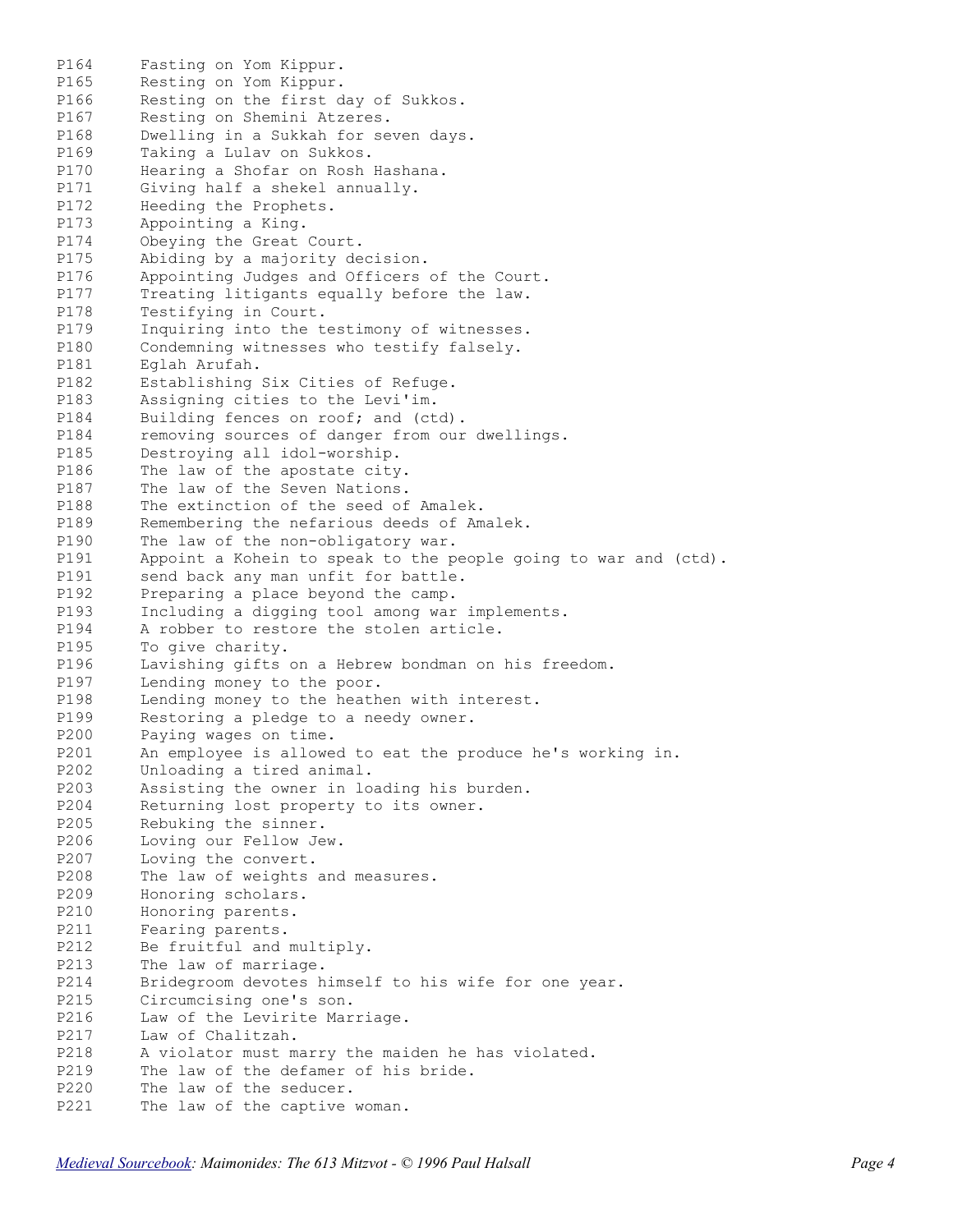```
P164     Fasting on Yom Kippur.
P165     Resting on Yom Kippur.
P166     Resting on the first day of Sukkos.
P167     Resting on Shemini Atzeres.
P168     Dwelling in a Sukkah for seven days.
P169     Taking a Lulav on Sukkos.
P170     Hearing a Shofar on Rosh Hashana.
P171     Giving half a shekel annually.
P172     Heeding the Prophets.
P173     Appointing a King.
P174     Obeying the Great Court.
P175     Abiding by a majority decision.
P176     Appointing Judges and Officers of the Court.
P177     Treating litigants equally before the law.
P178     Testifying in Court.
P179     Inquiring into the testimony of witnesses.
P180     Condemning witnesses who testify falsely.
P181     Eglah Arufah.
P182     Establishing Six Cities of Refuge.
P183     Assigning cities to the Levi'im.
P184     Building fences on roof; and (ctd).
P184     removing sources of danger from our dwellings.
P185     Destroying all idol-worship.
P186     The law of the apostate city.
P187     The law of the Seven Nations.
P188     The extinction of the seed of Amalek.
P189     Remembering the nefarious deeds of Amalek.
P190     The law of the non-obligatory war.
P191     Appoint a Kohein to speak to the people going to war and (ctd).
P191     send back any man unfit for battle.
P192     Preparing a place beyond the camp.
P193     Including a digging tool among war implements.
P194     A robber to restore the stolen article.
P195     To give charity.
P196     Lavishing gifts on a Hebrew bondman on his freedom.
P197     Lending money to the poor.
P198     Lending money to the heathen with interest.
P199     Restoring a pledge to a needy owner.
P200     Paying wages on time.
P201     An employee is allowed to eat the produce he's working in.
P202     Unloading a tired animal.
P203     Assisting the owner in loading his burden.
P204     Returning lost property to its owner.
P205     Rebuking the sinner.
P206     Loving our Fellow Jew.
P207     Loving the convert.
P208     The law of weights and measures.
P209     Honoring scholars.
P210     Honoring parents.
P211     Fearing parents.
P212     Be fruitful and multiply.
P213     The law of marriage.
P214     Bridegroom devotes himself to his wife for one year.
P215     Circumcising one's son.
P216     Law of the Levirite Marriage.
P217     Law of Chalitzah.
P218     A violator must marry the maiden he has violated.
P219     The law of the defamer of his bride.
P220     The law of the seducer.
P221     The law of the captive woman.
```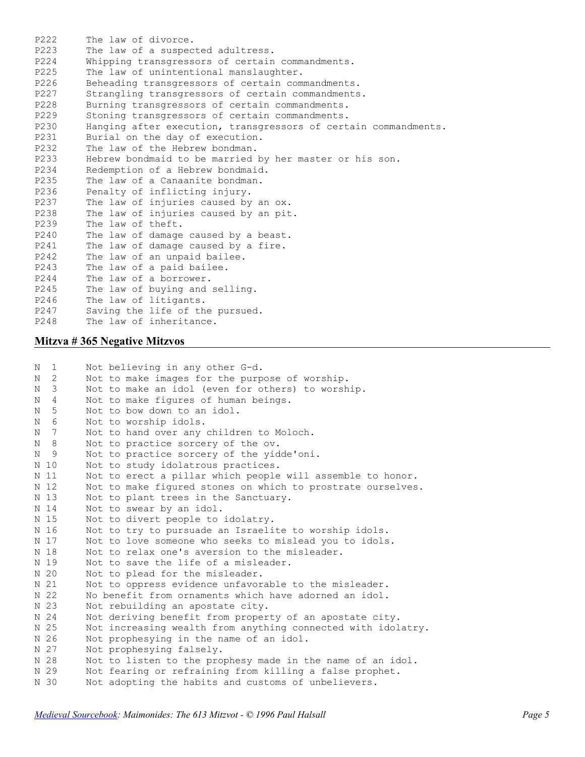P222 The law of divorce.
P223 The law of a suspected adultress.
P224 Whipping transgressors of certain commandments.
P225 The law of unintentional manslaughter.
P226 Beheading transgressors of certain commandments.
P227 Strangling transgressors of certain commandments.
P228 Burning transgressors of certain commandments.
P229 Stoning transgressors of certain commandments.
P230 Hanging after execution, transgressors of certain commandments.
P231 Burial on the day of execution.
P232 The law of the Hebrew bondman.
P233 Hebrew bondmaid to be married by her master or his son.
P234 Redemption of a Hebrew bondmaid.
P235 The law of a Canaanite bondman.
P236 Penalty of inflicting injury.
P237 The law of injuries caused by an ox.
P238 The law of injuries caused by an pit.
P239 The law of theft.
P240 The law of damage caused by a beast.
P241 The law of damage caused by a fire.
P242 The law of an unpaid bailee.
P243 The law of a paid bailee.
P244 The law of a borrower.
P245 The law of buying and selling.
P246 The law of litigants.
P247 Saving the life of the pursued.
P248 The law of inheritance.

## Mitzva # 365 Negative Mitzvos

N 1 Not believing in any other G-d.
N 2 Not to make images for the purpose of worship.
N 3 Not to make an idol (even for others) to worship.
N 4 Not to make figures of human beings.
N 5 Not to bow down to an idol.
N 6 Not to worship idols.
N 7 Not to hand over any children to Moloch.
N 8 Not to practice sorcery of the ov.
N 9 Not to practice sorcery of the yidde'oni.
N 10 Not to study idolatrous practices.
N 11 Not to erect a pillar which people will assemble to honor.
N 12 Not to make figured stones on which to prostrate ourselves.
N 13 Not to plant trees in the Sanctuary.
N 14 Not to swear by an idol.
N 15 Not to divert people to idolatry.
N 16 Not to try to pursuade an Israelite to worship idols.
N 17 Not to love someone who seeks to mislead you to idols.
N 18 Not to relax one's aversion to the misleader.
N 19 Not to save the life of a misleader.
N 20 Not to plead for the misleader.
N 21 Not to oppress evidence unfavorable to the misleader.
N 22 No benefit from ornaments which have adorned an idol.
N 23 Not rebuilding an apostate city.
N 24 Not deriving benefit from property of an apostate city.
N 25 Not increasing wealth from anything connected with idolatry.
N 26 Not prophesying in the name of an idol.
N 27 Not prophesying falsely.
N 28 Not to listen to the prophesy made in the name of an idol.
N 29 Not fearing or refraining from killing a false prophet.
N 30 Not adopting the habits and customs of unbelievers.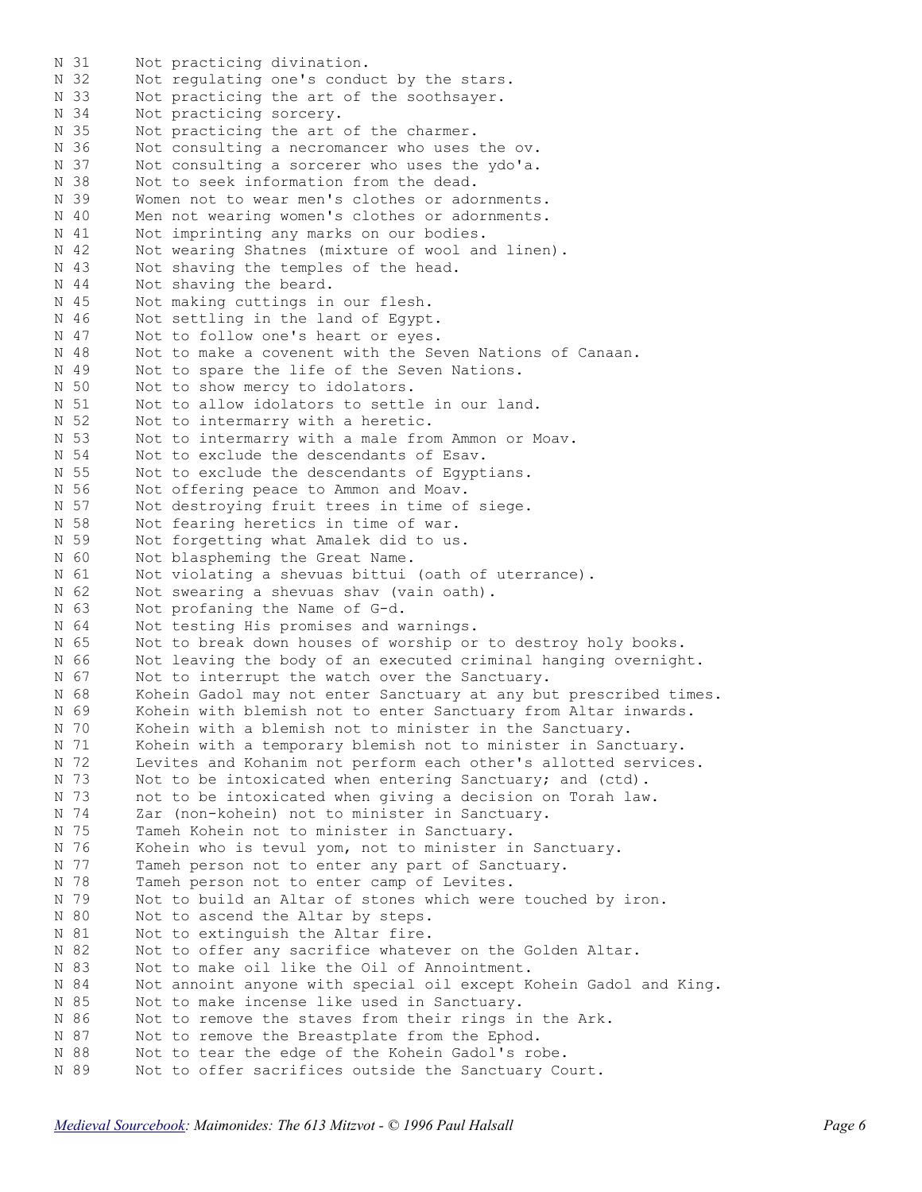N 31 Not practicing divination.
N 32 Not regulating one's conduct by the stars.
N 33 Not practicing the art of the soothsayer.
N 34 Not practicing sorcery.
N 35 Not practicing the art of the charmer.
N 36 Not consulting a necromancer who uses the ov.
N 37 Not consulting a sorcerer who uses the ydo'a.
N 38 Not to seek information from the dead.
N 39 Women not to wear men's clothes or adornments.
N 40 Men not wearing women's clothes or adornments.
N 41 Not imprinting any marks on our bodies.
N 42 Not wearing Shatnes (mixture of wool and linen).
N 43 Not shaving the temples of the head.
N 44 Not shaving the beard.
N 45 Not making cuttings in our flesh.
N 46 Not settling in the land of Egypt.
N 47 Not to follow one's heart or eyes.
N 48 Not to make a covenent with the Seven Nations of Canaan.
N 49 Not to spare the life of the Seven Nations.
N 50 Not to show mercy to idolators.
N 51 Not to allow idolators to settle in our land.
N 52 Not to intermarry with a heretic.
N 53 Not to intermarry with a male from Ammon or Moav.
N 54 Not to exclude the descendants of Esav.
N 55 Not to exclude the descendants of Egyptians.
N 56 Not offering peace to Ammon and Moav.
N 57 Not destroying fruit trees in time of siege.
N 58 Not fearing heretics in time of war.
N 59 Not forgetting what Amalek did to us.
N 60 Not blaspheming the Great Name.
N 61 Not violating a shevuas bittui (oath of uterrance).
N 62 Not swearing a shevuas shav (vain oath).
N 63 Not profaning the Name of G-d.
N 64 Not testing His promises and warnings.
N 65 Not to break down houses of worship or to destroy holy books.
N 66 Not leaving the body of an executed criminal hanging overnight.
N 67 Not to interrupt the watch over the Sanctuary.
N 68 Kohein Gadol may not enter Sanctuary at any but prescribed times.
N 69 Kohein with blemish not to enter Sanctuary from Altar inwards.
N 70 Kohein with a blemish not to minister in the Sanctuary.
N 71 Kohein with a temporary blemish not to minister in Sanctuary.
N 72 Levites and Kohanim not perform each other's allotted services.
N 73 Not to be intoxicated when entering Sanctuary; and (ctd).
N 73 not to be intoxicated when giving a decision on Torah law.
N 74 Zar (non-kohein) not to minister in Sanctuary.
N 75 Tameh Kohein not to minister in Sanctuary.
N 76 Kohein who is tevul yom, not to minister in Sanctuary.
N 77 Tameh person not to enter any part of Sanctuary.
N 78 Tameh person not to enter camp of Levites.
N 79 Not to build an Altar of stones which were touched by iron.
N 80 Not to ascend the Altar by steps.
N 81 Not to extinguish the Altar fire.
N 82 Not to offer any sacrifice whatever on the Golden Altar.
N 83 Not to make oil like the Oil of Annointment.
N 84 Not annoint anyone with special oil except Kohein Gadol and King.
N 85 Not to make incense like used in Sanctuary.
N 86 Not to remove the staves from their rings in the Ark.
N 87 Not to remove the Breastplate from the Ephod.
N 88 Not to tear the edge of the Kohein Gadol's robe.
N 89 Not to offer sacrifices outside the Sanctuary Court.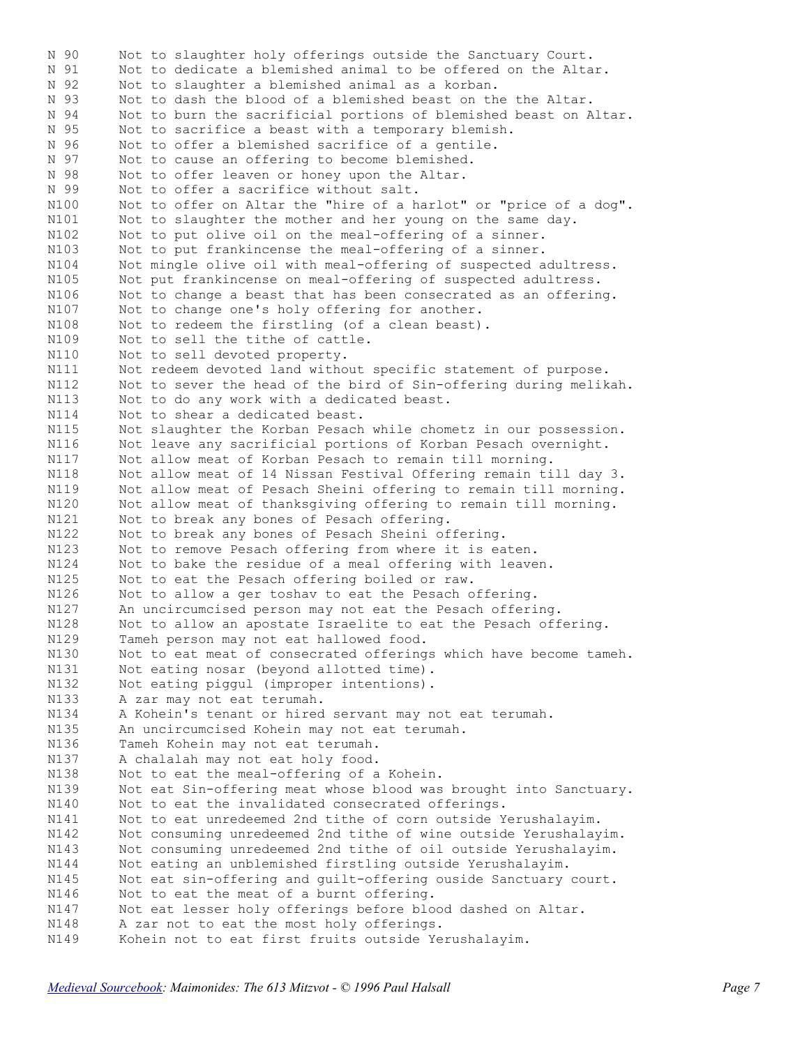N 90 Not to slaughter holy offerings outside the Sanctuary Court.
N 91 Not to dedicate a blemished animal to be offered on the Altar.
N 92 Not to slaughter a blemished animal as a korban.
N 93 Not to dash the blood of a blemished beast on the the Altar.
N 94 Not to burn the sacrificial portions of blemished beast on Altar.
N 95 Not to sacrifice a beast with a temporary blemish.
N 96 Not to offer a blemished sacrifice of a gentile.
N 97 Not to cause an offering to become blemished.
N 98 Not to offer leaven or honey upon the Altar.
N 99 Not to offer a sacrifice without salt.
N100 Not to offer on Altar the "hire of a harlot" or "price of a dog".
N101 Not to slaughter the mother and her young on the same day.
N102 Not to put olive oil on the meal-offering of a sinner.
N103 Not to put frankincense the meal-offering of a sinner.
N104 Not mingle olive oil with meal-offering of suspected adultress.
N105 Not put frankincense on meal-offering of suspected adultress.
N106 Not to change a beast that has been consecrated as an offering.
N107 Not to change one's holy offering for another.
N108 Not to redeem the firstling (of a clean beast).
N109 Not to sell the tithe of cattle.
N110 Not to sell devoted property.
N111 Not redeem devoted land without specific statement of purpose.
N112 Not to sever the head of the bird of Sin-offering during melikah.
N113 Not to do any work with a dedicated beast.
N114 Not to shear a dedicated beast.
N115 Not slaughter the Korban Pesach while chometz in our possession.
N116 Not leave any sacrificial portions of Korban Pesach overnight.
N117 Not allow meat of Korban Pesach to remain till morning.
N118 Not allow meat of 14 Nissan Festival Offering remain till day 3.
N119 Not allow meat of Pesach Sheini offering to remain till morning.
N120 Not allow meat of thanksgiving offering to remain till morning.
N121 Not to break any bones of Pesach offering.
N122 Not to break any bones of Pesach Sheini offering.
N123 Not to remove Pesach offering from where it is eaten.
N124 Not to bake the residue of a meal offering with leaven.
N125 Not to eat the Pesach offering boiled or raw.
N126 Not to allow a ger toshav to eat the Pesach offering.
N127 An uncircumcised person may not eat the Pesach offering.
N128 Not to allow an apostate Israelite to eat the Pesach offering.
N129 Tameh person may not eat hallowed food.
N130 Not to eat meat of consecrated offerings which have become tameh.
N131 Not eating nosar (beyond allotted time).
N132 Not eating piggul (improper intentions).
N133 A zar may not eat terumah.
N134 A Kohein's tenant or hired servant may not eat terumah.
N135 An uncircumcised Kohein may not eat terumah.
N136 Tameh Kohein may not eat terumah.
N137 A chalalah may not eat holy food.
N138 Not to eat the meal-offering of a Kohein.
N139 Not eat Sin-offering meat whose blood was brought into Sanctuary.
N140 Not to eat the invalidated consecrated offerings.
N141 Not to eat unredeemed 2nd tithe of corn outside Yerushalayim.
N142 Not consuming unredeemed 2nd tithe of wine outside Yerushalayim.
N143 Not consuming unredeemed 2nd tithe of oil outside Yerushalayim.
N144 Not eating an unblemished firstling outside Yerushalayim.
N145 Not eat sin-offering and guilt-offering ouside Sanctuary court.
N146 Not to eat the meat of a burnt offering.
N147 Not eat lesser holy offerings before blood dashed on Altar.
N148 A zar not to eat the most holy offerings.
N149 Kohein not to eat first fruits outside Yerushalayim.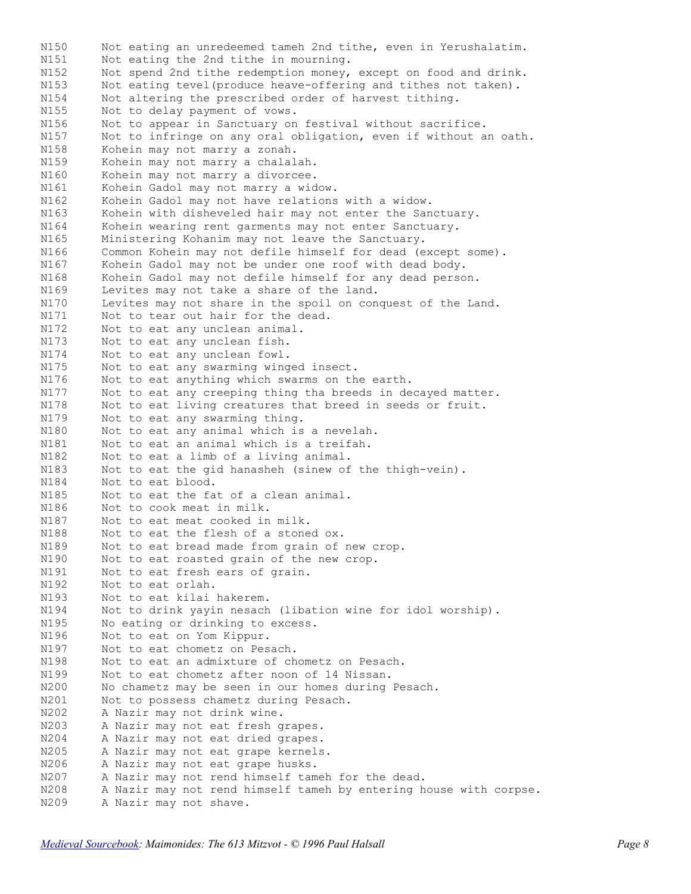N150 Not eating an unredeemed tameh 2nd tithe, even in Yerushalatim.
N151 Not eating the 2nd tithe in mourning.
N152 Not spend 2nd tithe redemption money, except on food and drink.
N153 Not eating tevel(produce heave-offering and tithes not taken).
N154 Not altering the prescribed order of harvest tithing.
N155 Not to delay payment of vows.
N156 Not to appear in Sanctuary on festival without sacrifice.
N157 Not to infringe on any oral obligation, even if without an oath.
N158 Kohein may not marry a zonah.
N159 Kohein may not marry a chalalah.
N160 Kohein may not marry a divorcee.
N161 Kohein Gadol may not marry a widow.
N162 Kohein Gadol may not have relations with a widow.
N163 Kohein with disheveled hair may not enter the Sanctuary.
N164 Kohein wearing rent garments may not enter Sanctuary.
N165 Ministering Kohanim may not leave the Sanctuary.
N166 Common Kohein may not defile himself for dead (except some).
N167 Kohein Gadol may not be under one roof with dead body.
N168 Kohein Gadol may not defile himself for any dead person.
N169 Levites may not take a share of the land.
N170 Levites may not share in the spoil on conquest of the Land.
N171 Not to tear out hair for the dead.
N172 Not to eat any unclean animal.
N173 Not to eat any unclean fish.
N174 Not to eat any unclean fowl.
N175 Not to eat any swarming winged insect.
N176 Not to eat anything which swarms on the earth.
N177 Not to eat any creeping thing tha breeds in decayed matter.
N178 Not to eat living creatures that breed in seeds or fruit.
N179 Not to eat any swarming thing.
N180 Not to eat any animal which is a nevelah.
N181 Not to eat an animal which is a treifah.
N182 Not to eat a limb of a living animal.
N183 Not to eat the gid hanasheh (sinew of the thigh-vein).
N184 Not to eat blood.
N185 Not to eat the fat of a clean animal.
N186 Not to cook meat in milk.
N187 Not to eat meat cooked in milk.
N188 Not to eat the flesh of a stoned ox.
N189 Not to eat bread made from grain of new crop.
N190 Not to eat roasted grain of the new crop.
N191 Not to eat fresh ears of grain.
N192 Not to eat orlah.
N193 Not to eat kilai hakerem.
N194 Not to drink yayin nesach (libation wine for idol worship).
N195 No eating or drinking to excess.
N196 Not to eat on Yom Kippur.
N197 Not to eat chometz on Pesach.
N198 Not to eat an admixture of chometz on Pesach.
N199 Not to eat chometz after noon of 14 Nissan.
N200 No chametz may be seen in our homes during Pesach.
N201 Not to possess chametz during Pesach.
N202 A Nazir may not drink wine.
N203 A Nazir may not eat fresh grapes.
N204 A Nazir may not eat dried grapes.
N205 A Nazir may not eat grape kernels.
N206 A Nazir may not eat grape husks.
N207 A Nazir may not rend himself tameh for the dead.
N208 A Nazir may not rend himself tameh by entering house with corpse.
N209 A Nazir may not shave.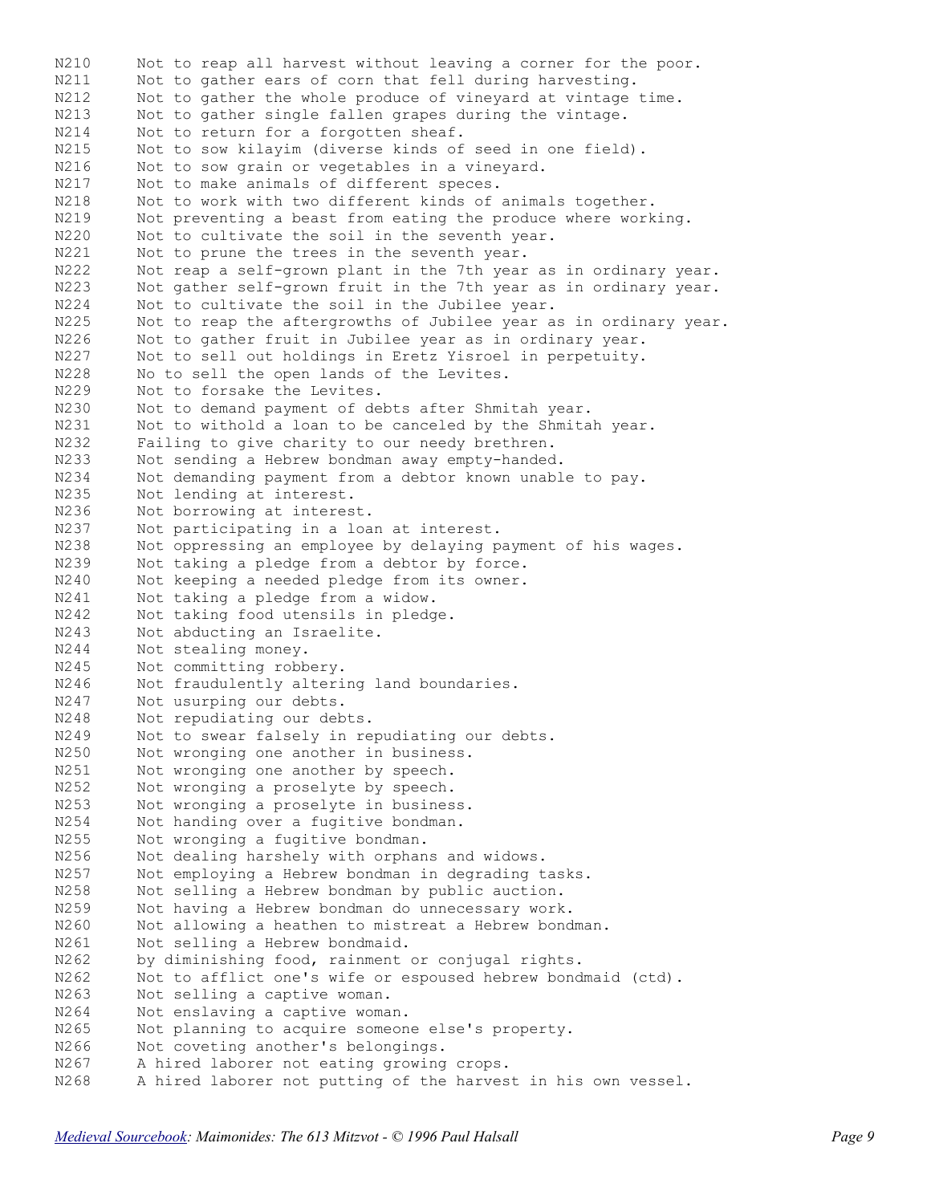```
N210     Not to reap all harvest without leaving a corner for the poor.
N211     Not to gather ears of corn that fell during harvesting.
N212     Not to gather the whole produce of vineyard at vintage time.
N213     Not to gather single fallen grapes during the vintage.
N214     Not to return for a forgotten sheaf.
N215     Not to sow kilayim (diverse kinds of seed in one field).
N216     Not to sow grain or vegetables in a vineyard.
N217     Not to make animals of different speces.
N218     Not to work with two different kinds of animals together.
N219     Not preventing a beast from eating the produce where working.
N220     Not to cultivate the soil in the seventh year.
N221     Not to prune the trees in the seventh year.
N222     Not reap a self-grown plant in the 7th year as in ordinary year.
N223     Not gather self-grown fruit in the 7th year as in ordinary year.
N224     Not to cultivate the soil in the Jubilee year.
N225     Not to reap the aftergrowths of Jubilee year as in ordinary year.
N226     Not to gather fruit in Jubilee year as in ordinary year.
N227     Not to sell out holdings in Eretz Yisroel in perpetuity.
N228     No to sell the open lands of the Levites.
N229     Not to forsake the Levites.
N230     Not to demand payment of debts after Shmitah year.
N231     Not to withold a loan to be canceled by the Shmitah year.
N232     Failing to give charity to our needy brethren.
N233     Not sending a Hebrew bondman away empty-handed.
N234     Not demanding payment from a debtor known unable to pay.
N235     Not lending at interest.
N236     Not borrowing at interest.
N237     Not participating in a loan at interest.
N238     Not oppressing an employee by delaying payment of his wages.
N239     Not taking a pledge from a debtor by force.
N240     Not keeping a needed pledge from its owner.
N241     Not taking a pledge from a widow.
N242     Not taking food utensils in pledge.
N243     Not abducting an Israelite.
N244     Not stealing money.
N245     Not committing robbery.
N246     Not fraudulently altering land boundaries.
N247     Not usurping our debts.
N248     Not repudiating our debts.
N249     Not to swear falsely in repudiating our debts.
N250     Not wronging one another in business.
N251     Not wronging one another by speech.
N252     Not wronging a proselyte by speech.
N253     Not wronging a proselyte in business.
N254     Not handing over a fugitive bondman.
N255     Not wronging a fugitive bondman.
N256     Not dealing harshely with orphans and widows.
N257     Not employing a Hebrew bondman in degrading tasks.
N258     Not selling a Hebrew bondman by public auction.
N259     Not having a Hebrew bondman do unnecessary work.
N260     Not allowing a heathen to mistreat a Hebrew bondman.
N261     Not selling a Hebrew bondmaid.
N262     by diminishing food, rainment or conjugal rights.
N262     Not to afflict one's wife or espoused hebrew bondmaid (ctd).
N263     Not selling a captive woman.
N264     Not enslaving a captive woman.
N265     Not planning to acquire someone else's property.
N266     Not coveting another's belongings.
N267     A hired laborer not eating growing crops.
N268     A hired laborer not putting of the harvest in his own vessel.
```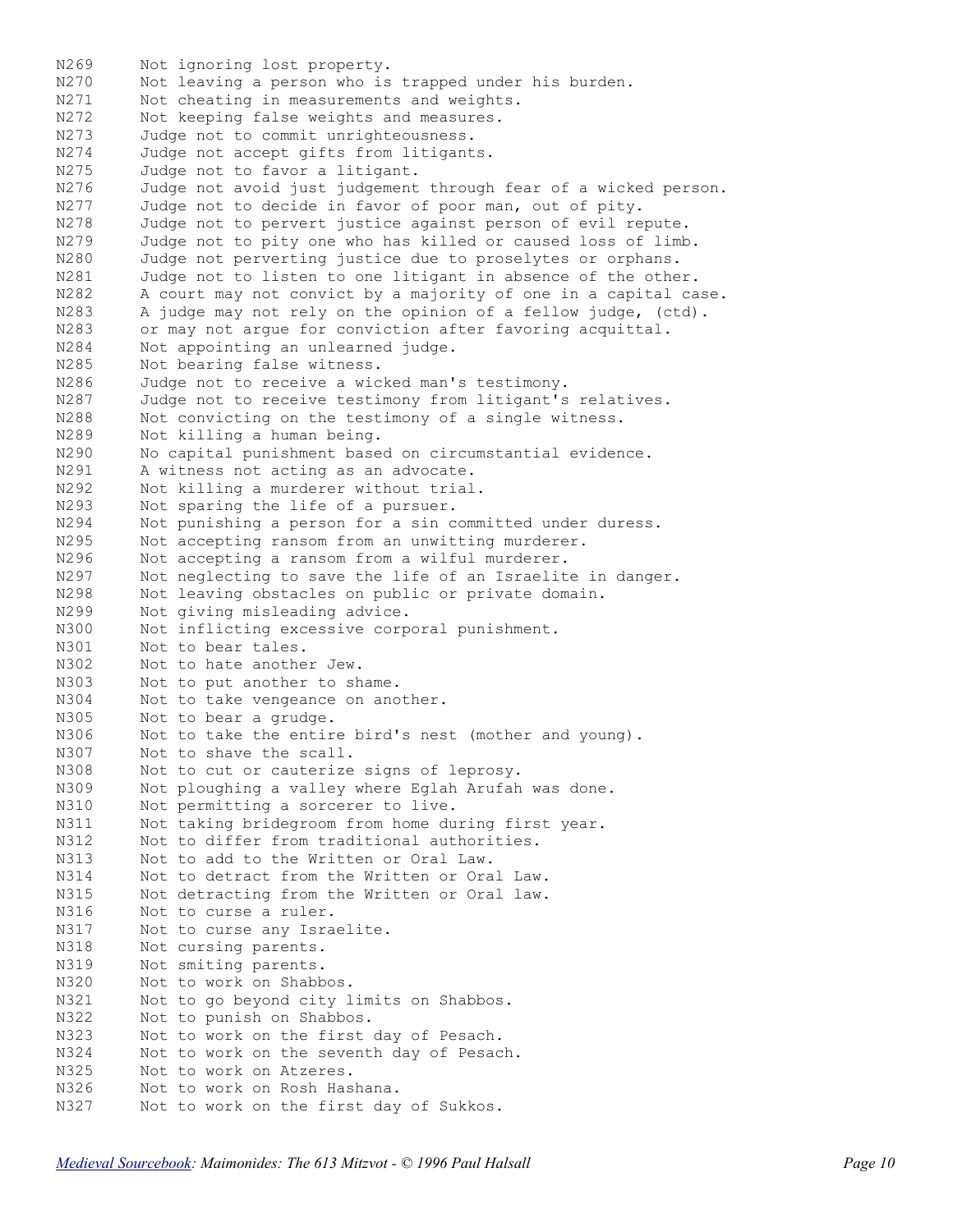N269 Not ignoring lost property.
N270 Not leaving a person who is trapped under his burden.
N271 Not cheating in measurements and weights.
N272 Not keeping false weights and measures.
N273 Judge not to commit unrighteousness.
N274 Judge not accept gifts from litigants.
N275 Judge not to favor a litigant.
N276 Judge not avoid just judgement through fear of a wicked person.
N277 Judge not to decide in favor of poor man, out of pity.
N278 Judge not to pervert justice against person of evil repute.
N279 Judge not to pity one who has killed or caused loss of limb.
N280 Judge not perverting justice due to proselytes or orphans.
N281 Judge not to listen to one litigant in absence of the other.
N282 A court may not convict by a majority of one in a capital case.
N283 A judge may not rely on the opinion of a fellow judge, (ctd).
N283 or may not argue for conviction after favoring acquittal.
N284 Not appointing an unlearned judge.
N285 Not bearing false witness.
N286 Judge not to receive a wicked man's testimony.
N287 Judge not to receive testimony from litigant's relatives.
N288 Not convicting on the testimony of a single witness.
N289 Not killing a human being.
N290 No capital punishment based on circumstantial evidence.
N291 A witness not acting as an advocate.
N292 Not killing a murderer without trial.
N293 Not sparing the life of a pursuer.
N294 Not punishing a person for a sin committed under duress.
N295 Not accepting ransom from an unwitting murderer.
N296 Not accepting a ransom from a wilful murderer.
N297 Not neglecting to save the life of an Israelite in danger.
N298 Not leaving obstacles on public or private domain.
N299 Not giving misleading advice.
N300 Not inflicting excessive corporal punishment.
N301 Not to bear tales.
N302 Not to hate another Jew.
N303 Not to put another to shame.
N304 Not to take vengeance on another.
N305 Not to bear a grudge.
N306 Not to take the entire bird's nest (mother and young).
N307 Not to shave the scall.
N308 Not to cut or cauterize signs of leprosy.
N309 Not ploughing a valley where Eglah Arufah was done.
N310 Not permitting a sorcerer to live.
N311 Not taking bridegroom from home during first year.
N312 Not to differ from traditional authorities.
N313 Not to add to the Written or Oral Law.
N314 Not to detract from the Written or Oral Law.
N315 Not detracting from the Written or Oral law.
N316 Not to curse a ruler.
N317 Not to curse any Israelite.
N318 Not cursing parents.
N319 Not smiting parents.
N320 Not to work on Shabbos.
N321 Not to go beyond city limits on Shabbos.
N322 Not to punish on Shabbos.
N323 Not to work on the first day of Pesach.
N324 Not to work on the seventh day of Pesach.
N325 Not to work on Atzeres.
N326 Not to work on Rosh Hashana.
N327 Not to work on the first day of Sukkos.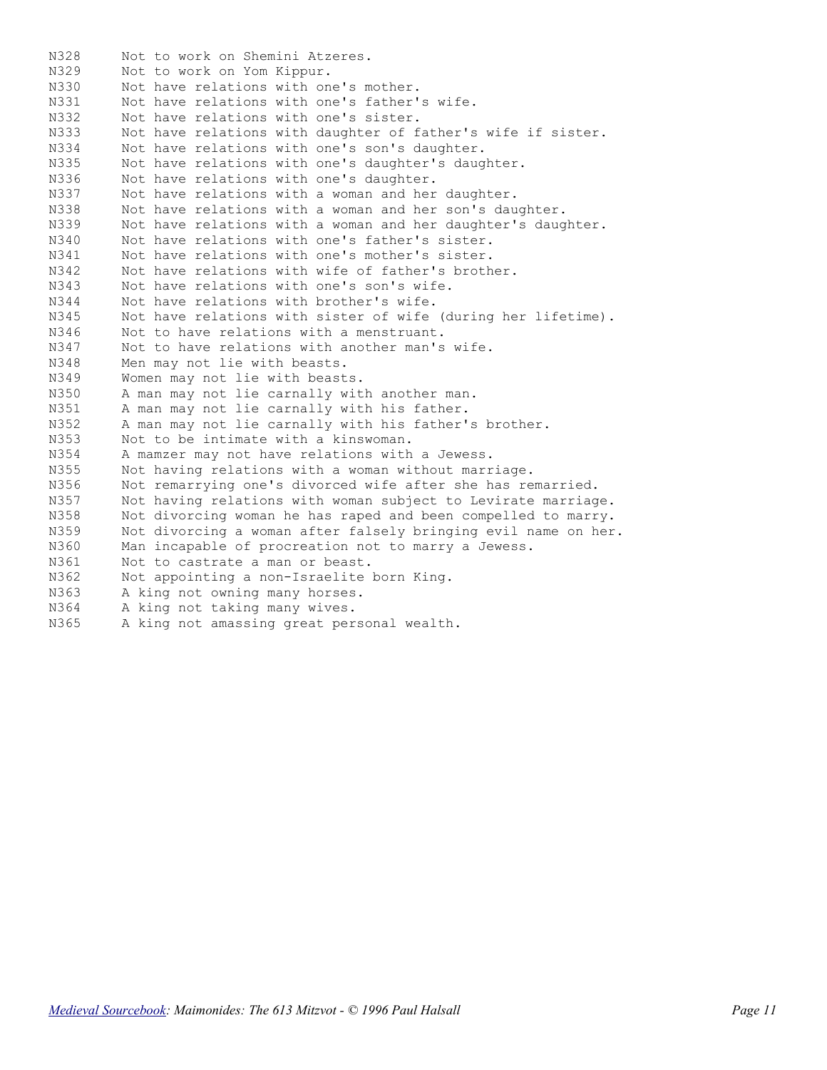N328 Not to work on Shemini Atzeres.
N329 Not to work on Yom Kippur.
N330 Not have relations with one's mother.
N331 Not have relations with one's father's wife.
N332 Not have relations with one's sister.
N333 Not have relations with daughter of father's wife if sister.
N334 Not have relations with one's son's daughter.
N335 Not have relations with one's daughter's daughter.
N336 Not have relations with one's daughter.
N337 Not have relations with a woman and her daughter.
N338 Not have relations with a woman and her son's daughter.
N339 Not have relations with a woman and her daughter's daughter.
N340 Not have relations with one's father's sister.
N341 Not have relations with one's mother's sister.
N342 Not have relations with wife of father's brother.
N343 Not have relations with one's son's wife.
N344 Not have relations with brother's wife.
N345 Not have relations with sister of wife (during her lifetime).
N346 Not to have relations with a menstruant.
N347 Not to have relations with another man's wife.
N348 Men may not lie with beasts.
N349 Women may not lie with beasts.
N350 A man may not lie carnally with another man.
N351 A man may not lie carnally with his father.
N352 A man may not lie carnally with his father's brother.
N353 Not to be intimate with a kinswoman.
N354 A mamzer may not have relations with a Jewess.
N355 Not having relations with a woman without marriage.
N356 Not remarrying one's divorced wife after she has remarried.
N357 Not having relations with woman subject to Levirate marriage.
N358 Not divorcing woman he has raped and been compelled to marry.
N359 Not divorcing a woman after falsely bringing evil name on her.
N360 Man incapable of procreation not to marry a Jewess.
N361 Not to castrate a man or beast.
N362 Not appointing a non-Israelite born King.
N363 A king not owning many horses.
N364 A king not taking many wives.
N365 A king not amassing great personal wealth.